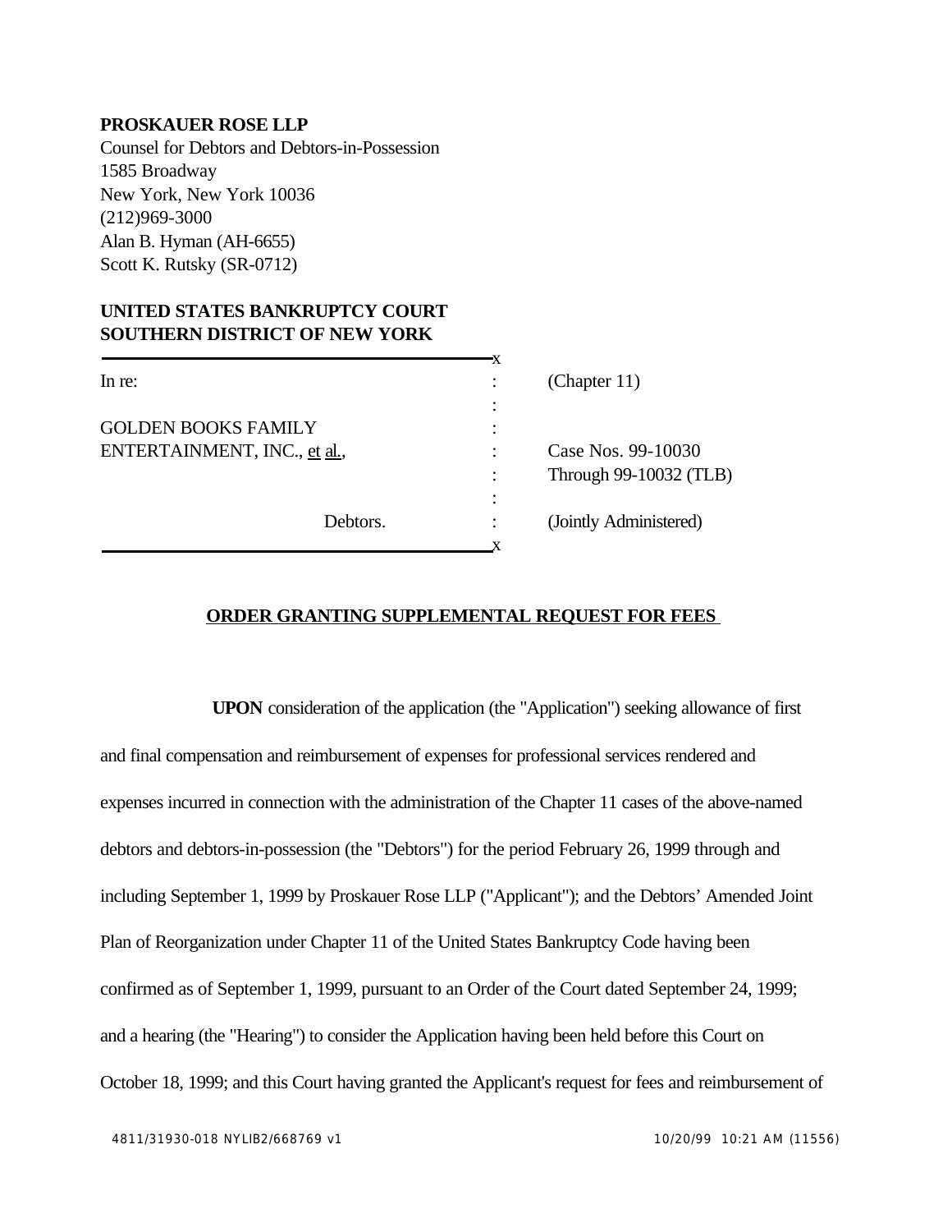**PROSKAUER ROSE LLP**
Counsel for Debtors and Debtors-in-Possession
1585 Broadway
New York, New York 10036
(212)969-3000
Alan B. Hyman (AH-6655)
Scott K. Rutsky (SR-0712)

**UNITED STATES BANKRUPTCY COURT**
**SOUTHERN DISTRICT OF NEW YORK**

| | | |
|---|---|---|
| In re: | : | (Chapter 11) |
| | : | |
| GOLDEN BOOKS FAMILY | : | |
| ENTERTAINMENT, INC., et al., | : | Case Nos. 99-10030 |
| | : | Through 99-10032 (TLB) |
| | : | |
| Debtors. | : | (Jointly Administered) |

**ORDER GRANTING SUPPLEMENTAL REQUEST FOR FEES**

**UPON** consideration of the application (the "Application") seeking allowance of first and final compensation and reimbursement of expenses for professional services rendered and expenses incurred in connection with the administration of the Chapter 11 cases of the above-named debtors and debtors-in-possession (the "Debtors") for the period February 26, 1999 through and including September 1, 1999 by Proskauer Rose LLP ("Applicant"); and the Debtors' Amended Joint Plan of Reorganization under Chapter 11 of the United States Bankruptcy Code having been confirmed as of September 1, 1999, pursuant to an Order of the Court dated September 24, 1999; and a hearing (the "Hearing") to consider the Application having been held before this Court on October 18, 1999; and this Court having granted the Applicant's request for fees and reimbursement of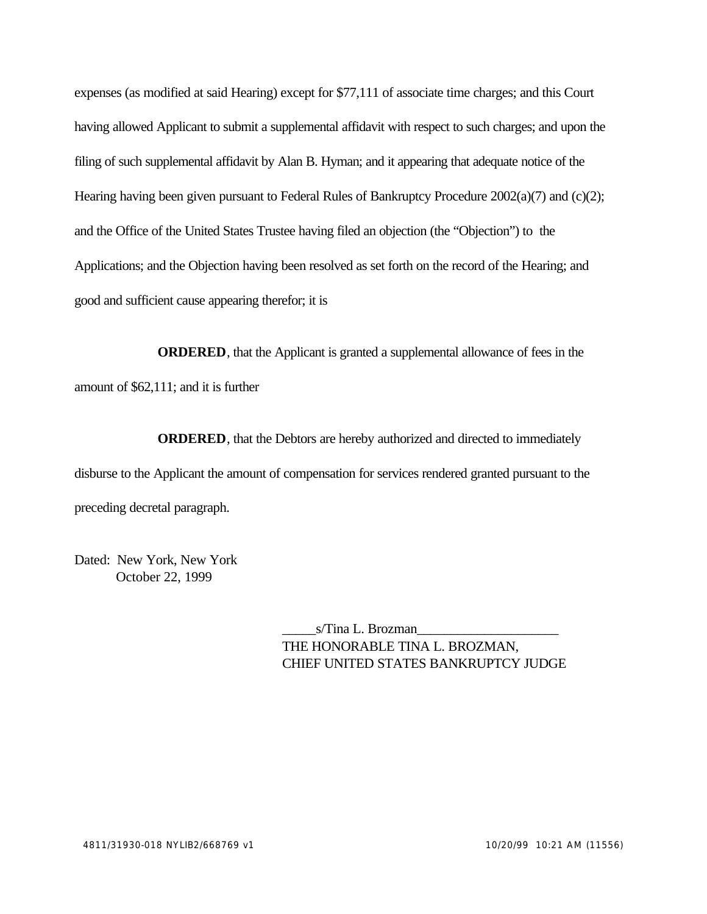expenses (as modified at said Hearing) except for $77,111 of associate time charges; and this Court having allowed Applicant to submit a supplemental affidavit with respect to such charges; and upon the filing of such supplemental affidavit by Alan B. Hyman; and it appearing that adequate notice of the Hearing having been given pursuant to Federal Rules of Bankruptcy Procedure 2002(a)(7) and (c)(2); and the Office of the United States Trustee having filed an objection (the "Objection") to the Applications; and the Objection having been resolved as set forth on the record of the Hearing; and good and sufficient cause appearing therefor; it is

**ORDERED**, that the Applicant is granted a supplemental allowance of fees in the amount of $62,111; and it is further

**ORDERED**, that the Debtors are hereby authorized and directed to immediately disburse to the Applicant the amount of compensation for services rendered granted pursuant to the preceding decretal paragraph.

Dated: New York, New York
October 22, 1999

_____s/Tina L. Brozman_____________________
THE HONORABLE TINA L. BROZMAN,
CHIEF UNITED STATES BANKRUPTCY JUDGE

4811/31930-018 NYLIB2/668769 v1 10/20/99 10:21 AM (11556)